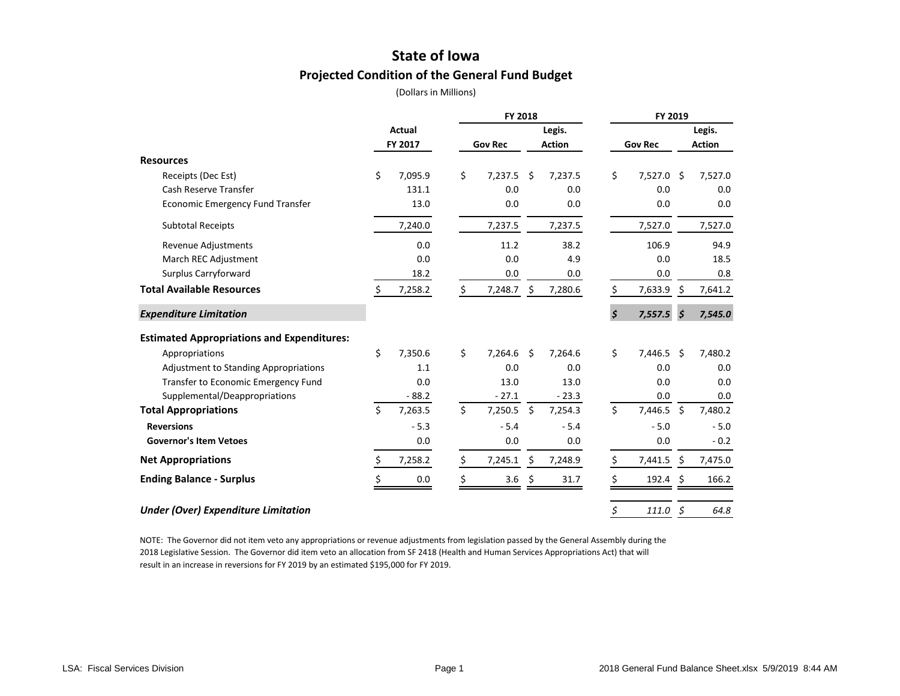# State of Iowa

## Projected Condition of the General Fund Budget

(Dollars in Millions)

| | Actual | FY 2018 | | FY 2019 | |
|---|---|---|---|---|---|
| | FY 2017 | Gov Rec | Legis. Action | Gov Rec | Legis. Action |
| **Resources** | | | | | |
| Receipts (Dec Est) | $ 7,095.9 | $ 7,237.5 | $ 7,237.5 | $ 7,527.0 | $ 7,527.0 |
| Cash Reserve Transfer | 131.1 | 0.0 | 0.0 | 0.0 | 0.0 |
| Economic Emergency Fund Transfer | 13.0 | 0.0 | 0.0 | 0.0 | 0.0 |
| Subtotal Receipts | 7,240.0 | 7,237.5 | 7,237.5 | 7,527.0 | 7,527.0 |
| Revenue Adjustments | 0.0 | 11.2 | 38.2 | 106.9 | 94.9 |
| March REC Adjustment | 0.0 | 0.0 | 4.9 | 0.0 | 18.5 |
| Surplus Carryforward | 18.2 | 0.0 | 0.0 | 0.0 | 0.8 |
| **Total Available Resources** | $ 7,258.2 | $ 7,248.7 | $ 7,280.6 | $ 7,633.9 | $ 7,641.2 |
| ***Expenditure Limitation*** | | | | ***$ 7,557.5*** | ***$ 7,545.0*** |
| **Estimated Appropriations and Expenditures:** | | | | | |
| Appropriations | $ 7,350.6 | $ 7,264.6 | $ 7,264.6 | $ 7,446.5 | $ 7,480.2 |
| Adjustment to Standing Appropriations | 1.1 | 0.0 | 0.0 | 0.0 | 0.0 |
| Transfer to Economic Emergency Fund | 0.0 | 13.0 | 13.0 | 0.0 | 0.0 |
| Supplemental/Deappropriations | - 88.2 | - 27.1 | - 23.3 | 0.0 | 0.0 |
| **Total Appropriations** | $ 7,263.5 | $ 7,250.5 | $ 7,254.3 | $ 7,446.5 | $ 7,480.2 |
| **Reversions** | - 5.3 | - 5.4 | - 5.4 | - 5.0 | - 5.0 |
| **Governor's Item Vetoes** | 0.0 | 0.0 | 0.0 | 0.0 | - 0.2 |
| **Net Appropriations** | $ 7,258.2 | $ 7,245.1 | $ 7,248.9 | $ 7,441.5 | $ 7,475.0 |
| **Ending Balance - Surplus** | $ 0.0 | $ 3.6 | $ 31.7 | $ 192.4 | $ 166.2 |
| ***Under (Over) Expenditure Limitation*** | | | | *$ 111.0* | *$ 64.8* |

NOTE: The Governor did not item veto any appropriations or revenue adjustments from legislation passed by the General Assembly during the 2018 Legislative Session. The Governor did item veto an allocation from SF 2418 (Health and Human Services Appropriations Act) that will result in an increase in reversions for FY 2019 by an estimated $195,000 for FY 2019.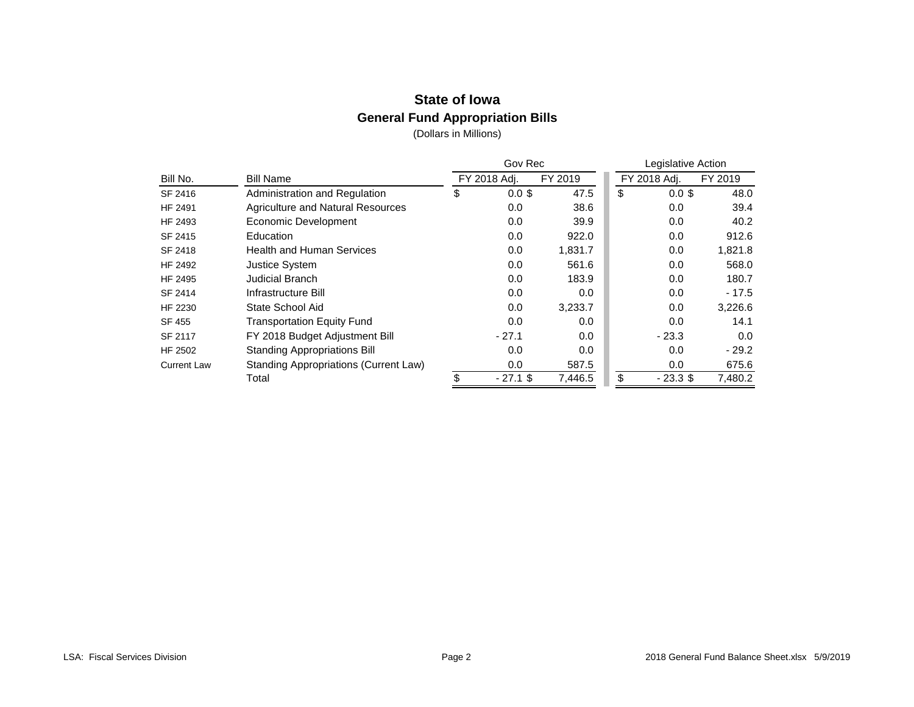# State of Iowa

## General Fund Appropriation Bills

(Dollars in Millions)

| | | Gov Rec | | Legislative Action | |
|---|---|---|---|---|---|
| Bill No. | Bill Name | FY 2018 Adj. | FY 2019 | FY 2018 Adj. | FY 2019 |
| SF 2416 | Administration and Regulation | $ 0.0 | $ 47.5 | $ 0.0 | $ 48.0 |
| HF 2491 | Agriculture and Natural Resources | 0.0 | 38.6 | 0.0 | 39.4 |
| HF 2493 | Economic Development | 0.0 | 39.9 | 0.0 | 40.2 |
| SF 2415 | Education | 0.0 | 922.0 | 0.0 | 912.6 |
| SF 2418 | Health and Human Services | 0.0 | 1,831.7 | 0.0 | 1,821.8 |
| HF 2492 | Justice System | 0.0 | 561.6 | 0.0 | 568.0 |
| HF 2495 | Judicial Branch | 0.0 | 183.9 | 0.0 | 180.7 |
| SF 2414 | Infrastructure Bill | 0.0 | 0.0 | 0.0 | - 17.5 |
| HF 2230 | State School Aid | 0.0 | 3,233.7 | 0.0 | 3,226.6 |
| SF 455 | Transportation Equity Fund | 0.0 | 0.0 | 0.0 | 14.1 |
| SF 2117 | FY 2018 Budget Adjustment Bill | - 27.1 | 0.0 | - 23.3 | 0.0 |
| HF 2502 | Standing Appropriations Bill | 0.0 | 0.0 | 0.0 | - 29.2 |
| Current Law | Standing Appropriations (Current Law) | 0.0 | 587.5 | 0.0 | 675.6 |
| | Total | $ - 27.1 | $ 7,446.5 | $ - 23.3 | $ 7,480.2 |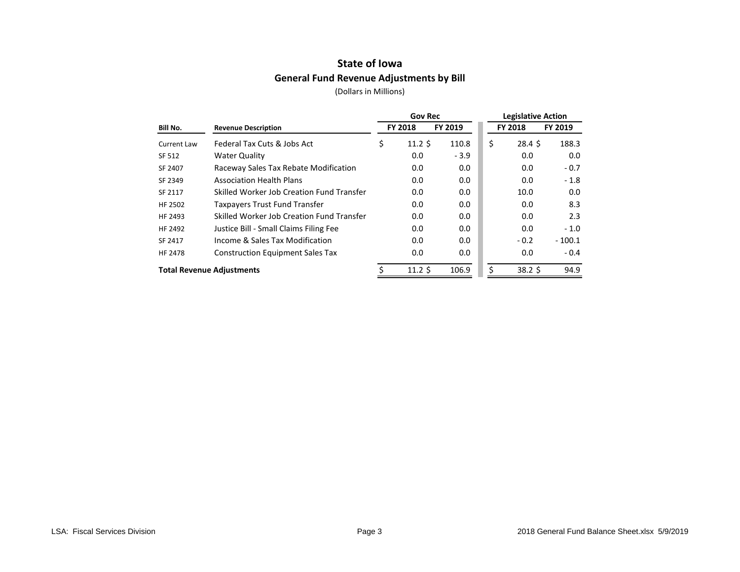# State of Iowa

## General Fund Revenue Adjustments by Bill

(Dollars in Millions)

| | | Gov Rec | | Legislative Action | |
|---|---|---|---|---|---|
| **Bill No.** | **Revenue Description** | **FY 2018** | **FY 2019** | **FY 2018** | **FY 2019** |
| Current Law | Federal Tax Cuts & Jobs Act | $ 11.2 | $ 110.8 | $ 28.4 | $ 188.3 |
| SF 512 | Water Quality | 0.0 | - 3.9 | 0.0 | 0.0 |
| SF 2407 | Raceway Sales Tax Rebate Modification | 0.0 | 0.0 | 0.0 | - 0.7 |
| SF 2349 | Association Health Plans | 0.0 | 0.0 | 0.0 | - 1.8 |
| SF 2117 | Skilled Worker Job Creation Fund Transfer | 0.0 | 0.0 | 10.0 | 0.0 |
| HF 2502 | Taxpayers Trust Fund Transfer | 0.0 | 0.0 | 0.0 | 8.3 |
| HF 2493 | Skilled Worker Job Creation Fund Transfer | 0.0 | 0.0 | 0.0 | 2.3 |
| HF 2492 | Justice Bill - Small Claims Filing Fee | 0.0 | 0.0 | 0.0 | - 1.0 |
| SF 2417 | Income & Sales Tax Modification | 0.0 | 0.0 | - 0.2 | - 100.1 |
| HF 2478 | Construction Equipment Sales Tax | 0.0 | 0.0 | 0.0 | - 0.4 |
| **Total Revenue Adjustments** | | $ 11.2 | $ 106.9 | $ 38.2 | $ 94.9 |

LSA: Fiscal Services Division

2018 General Fund Balance Sheet.xlsx 5/9/2019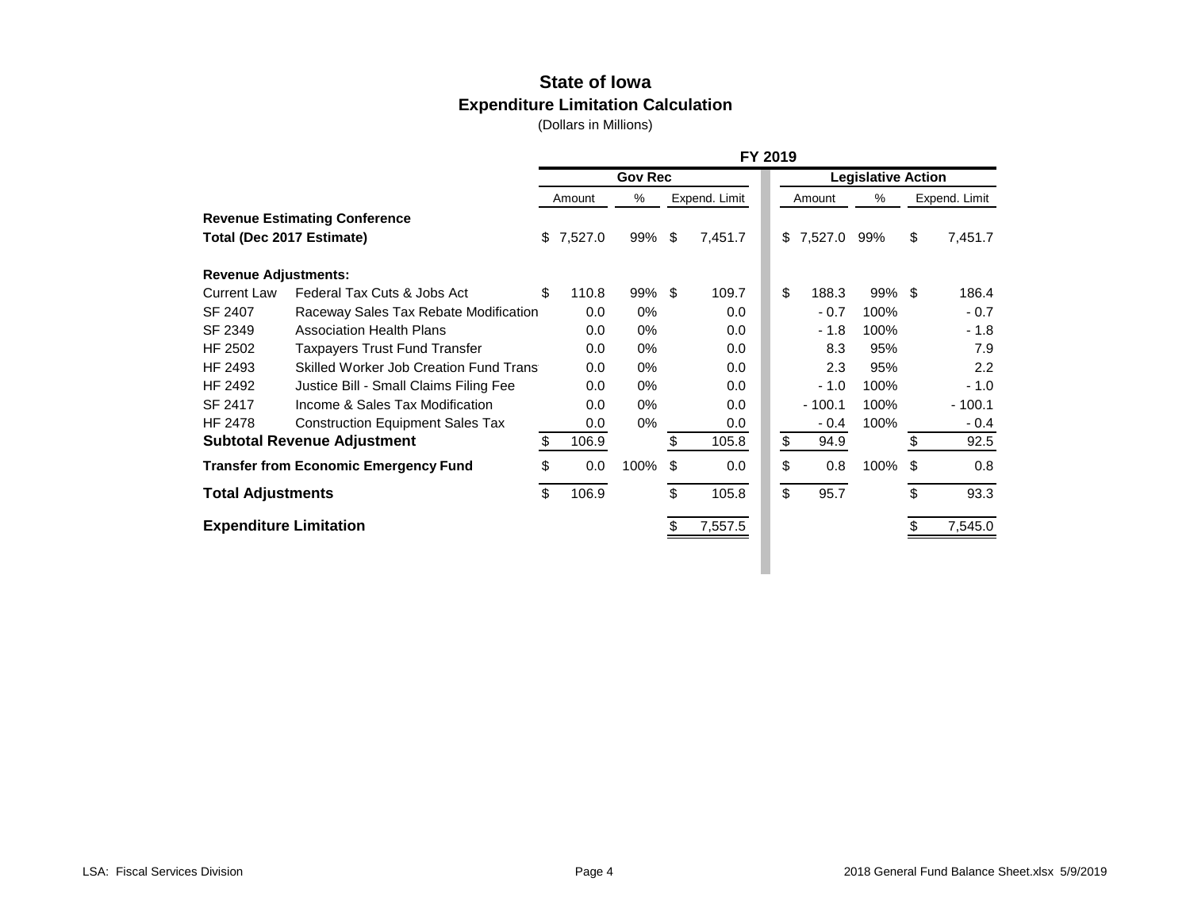# State of Iowa
## Expenditure Limitation Calculation
(Dollars in Millions)

| | | FY 2019 | | | | | |
|---|---|---|---|---|---|---|---|
| | | Gov Rec | | | Legislative Action | | |
| | | Amount | % | Expend. Limit | Amount | % | Expend. Limit |
| **Revenue Estimating Conference** | | | | | | | |
| **Total (Dec 2017 Estimate)** | | $ 7,527.0 | 99% | $ 7,451.7 | $ 7,527.0 | 99% | $ 7,451.7 |
| **Revenue Adjustments:** | | | | | | | |
| Current Law | Federal Tax Cuts & Jobs Act | $ 110.8 | 99% | $ 109.7 | $ 188.3 | 99% | $ 186.4 |
| SF 2407 | Raceway Sales Tax Rebate Modification | 0.0 | 0% | 0.0 | - 0.7 | 100% | - 0.7 |
| SF 2349 | Association Health Plans | 0.0 | 0% | 0.0 | - 1.8 | 100% | - 1.8 |
| HF 2502 | Taxpayers Trust Fund Transfer | 0.0 | 0% | 0.0 | 8.3 | 95% | 7.9 |
| HF 2493 | Skilled Worker Job Creation Fund Trans | 0.0 | 0% | 0.0 | 2.3 | 95% | 2.2 |
| HF 2492 | Justice Bill - Small Claims Filing Fee | 0.0 | 0% | 0.0 | - 1.0 | 100% | - 1.0 |
| SF 2417 | Income & Sales Tax Modification | 0.0 | 0% | 0.0 | - 100.1 | 100% | - 100.1 |
| HF 2478 | Construction Equipment Sales Tax | 0.0 | 0% | 0.0 | - 0.4 | 100% | - 0.4 |
| **Subtotal Revenue Adjustment** | | $ 106.9 | | $ 105.8 | $ 94.9 | | $ 92.5 |
| **Transfer from Economic Emergency Fund** | | $ 0.0 | 100% | $ 0.0 | $ 0.8 | 100% | $ 0.8 |
| **Total Adjustments** | | $ 106.9 | | $ 105.8 | $ 95.7 | | $ 93.3 |
| **Expenditure Limitation** | | | | $ 7,557.5 | | | $ 7,545.0 |

LSA: Fiscal Services Division | 2018 General Fund Balance Sheet.xlsx 5/9/2019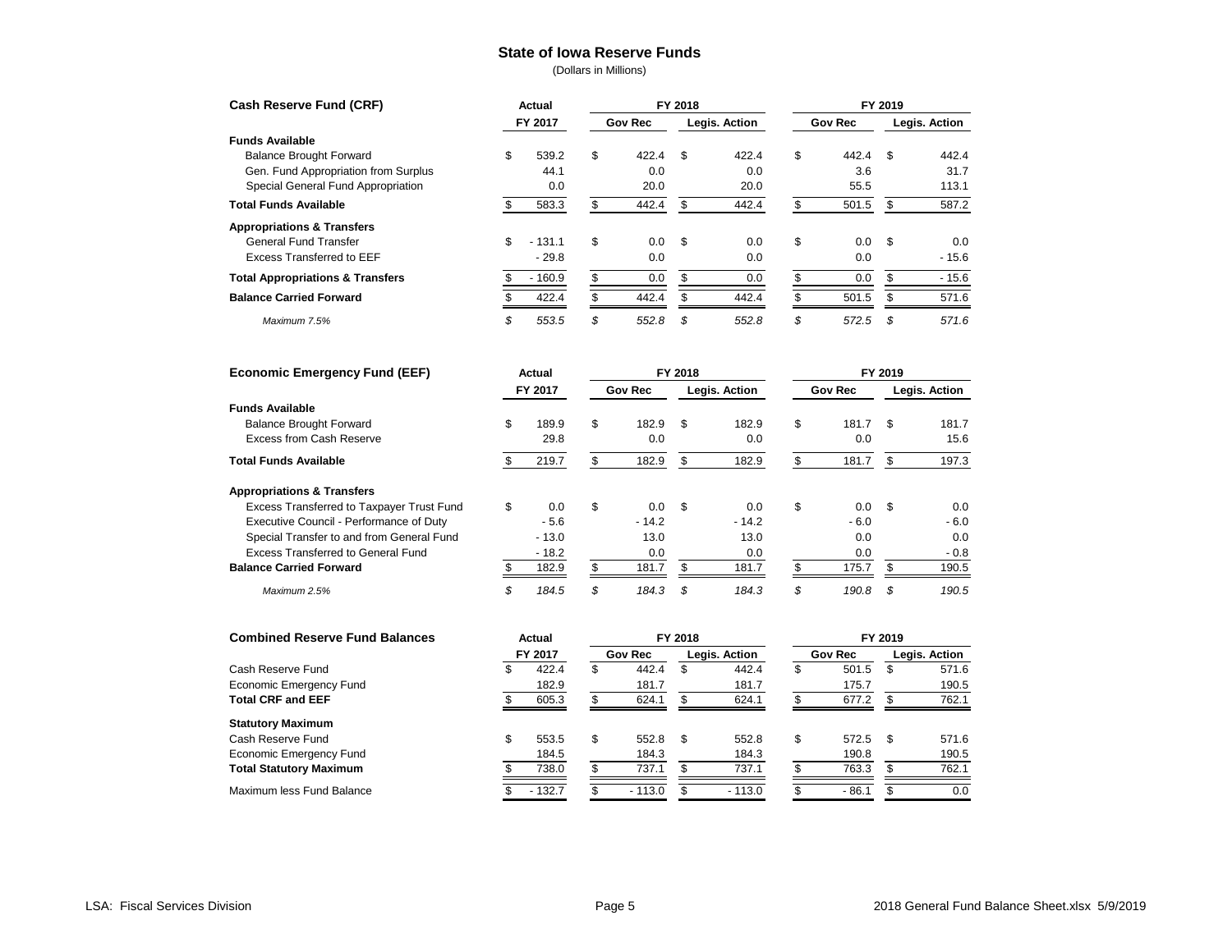## State of Iowa Reserve Funds

(Dollars in Millions)

| Cash Reserve Fund (CRF) | Actual | FY 2018 | | FY 2019 | |
|---|---|---|---|---|---|
| | FY 2017 | Gov Rec | Legis. Action | Gov Rec | Legis. Action |
| **Funds Available** | | | | | |
| Balance Brought Forward | $ 539.2 | $ 422.4 | $ 422.4 | $ 442.4 | $ 442.4 |
| Gen. Fund Appropriation from Surplus | 44.1 | 0.0 | 0.0 | 3.6 | 31.7 |
| Special General Fund Appropriation | 0.0 | 20.0 | 20.0 | 55.5 | 113.1 |
| **Total Funds Available** | $ 583.3 | $ 442.4 | $ 442.4 | $ 501.5 | $ 587.2 |
| **Appropriations & Transfers** | | | | | |
| General Fund Transfer | $ - 131.1 | $ 0.0 | $ 0.0 | $ 0.0 | $ 0.0 |
| Excess Transferred to EEF | - 29.8 | 0.0 | 0.0 | 0.0 | - 15.6 |
| **Total Appropriations & Transfers** | $ - 160.9 | $ 0.0 | $ 0.0 | $ 0.0 | $ - 15.6 |
| **Balance Carried Forward** | $ 422.4 | $ 442.4 | $ 442.4 | $ 501.5 | $ 571.6 |
| *Maximum 7.5%* | *$ 553.5* | *$ 552.8* | *$ 552.8* | *$ 572.5* | *$ 571.6* |

| Economic Emergency Fund (EEF) | Actual | FY 2018 | | FY 2019 | |
|---|---|---|---|---|---|
| | FY 2017 | Gov Rec | Legis. Action | Gov Rec | Legis. Action |
| **Funds Available** | | | | | |
| Balance Brought Forward | $ 189.9 | $ 182.9 | $ 182.9 | $ 181.7 | $ 181.7 |
| Excess from Cash Reserve | 29.8 | 0.0 | 0.0 | 0.0 | 15.6 |
| **Total Funds Available** | $ 219.7 | $ 182.9 | $ 182.9 | $ 181.7 | $ 197.3 |
| **Appropriations & Transfers** | | | | | |
| Excess Transferred to Taxpayer Trust Fund | $ 0.0 | $ 0.0 | $ 0.0 | $ 0.0 | $ 0.0 |
| Executive Council - Performance of Duty | - 5.6 | - 14.2 | - 14.2 | - 6.0 | - 6.0 |
| Special Transfer to and from General Fund | - 13.0 | 13.0 | 13.0 | 0.0 | 0.0 |
| Excess Transferred to General Fund | - 18.2 | 0.0 | 0.0 | 0.0 | - 0.8 |
| **Balance Carried Forward** | $ 182.9 | $ 181.7 | $ 181.7 | $ 175.7 | $ 190.5 |
| *Maximum 2.5%* | *$ 184.5* | *$ 184.3* | *$ 184.3* | *$ 190.8* | *$ 190.5* |

| Combined Reserve Fund Balances | Actual | FY 2018 | | FY 2019 | |
|---|---|---|---|---|---|
| | FY 2017 | Gov Rec | Legis. Action | Gov Rec | Legis. Action |
| Cash Reserve Fund | $ 422.4 | $ 442.4 | $ 442.4 | $ 501.5 | $ 571.6 |
| Economic Emergency Fund | 182.9 | 181.7 | 181.7 | 175.7 | 190.5 |
| **Total CRF and EEF** | $ 605.3 | $ 624.1 | $ 624.1 | $ 677.2 | $ 762.1 |
| **Statutory Maximum** | | | | | |
| Cash Reserve Fund | $ 553.5 | $ 552.8 | $ 552.8 | $ 572.5 | $ 571.6 |
| Economic Emergency Fund | 184.5 | 184.3 | 184.3 | 190.8 | 190.5 |
| **Total Statutory Maximum** | $ 738.0 | $ 737.1 | $ 737.1 | $ 763.3 | $ 762.1 |
| Maximum less Fund Balance | $ - 132.7 | $ - 113.0 | $ - 113.0 | $ - 86.1 | $ 0.0 |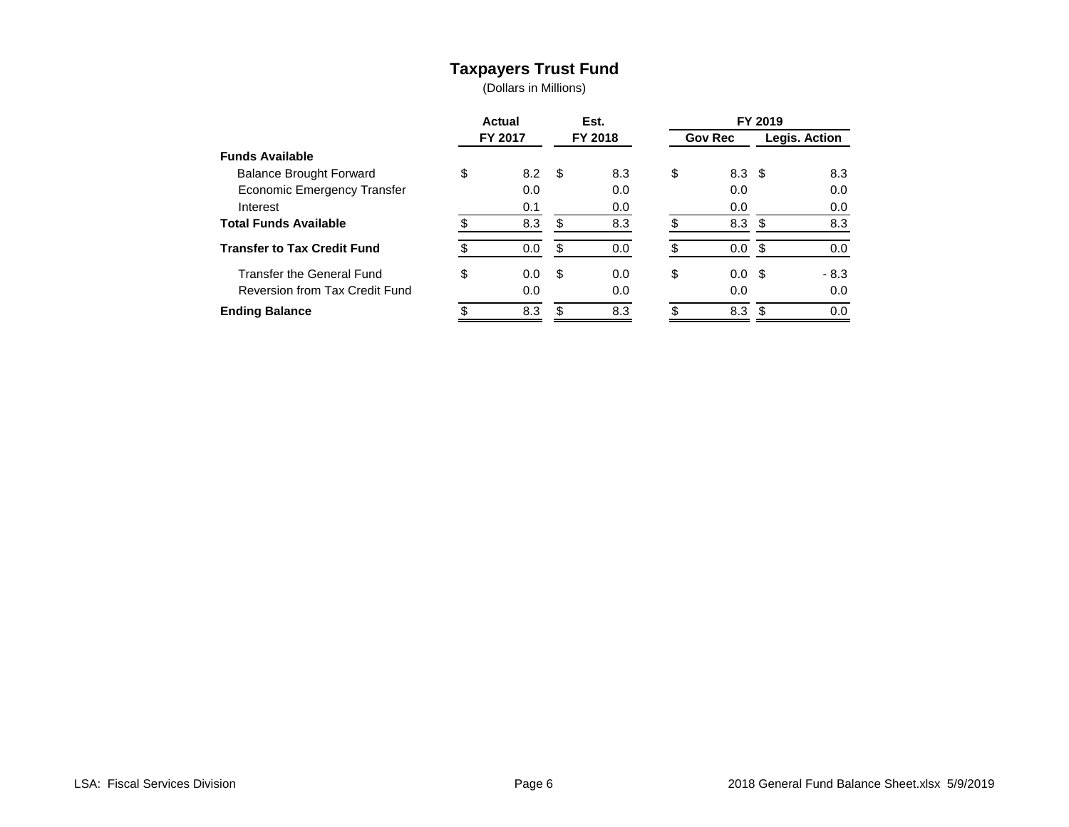# Taxpayers Trust Fund

(Dollars in Millions)

| | Actual FY 2017 | Est. FY 2018 | FY 2019 Gov Rec | FY 2019 Legis. Action |
|---|---|---|---|---|
| **Funds Available** | | | | |
| Balance Brought Forward | $ 8.2 | $ 8.3 | $ 8.3 | $ 8.3 |
| Economic Emergency Transfer | 0.0 | 0.0 | 0.0 | 0.0 |
| Interest | 0.1 | 0.0 | 0.0 | 0.0 |
| **Total Funds Available** | $ 8.3 | $ 8.3 | $ 8.3 | $ 8.3 |
| **Transfer to Tax Credit Fund** | $ 0.0 | $ 0.0 | $ 0.0 | $ 0.0 |
| Transfer the General Fund | $ 0.0 | $ 0.0 | $ 0.0 | $ - 8.3 |
| Reversion from Tax Credit Fund | 0.0 | 0.0 | 0.0 | 0.0 |
| **Ending Balance** | $ 8.3 | $ 8.3 | $ 8.3 | $ 0.0 |

LSA: Fiscal Services Division 2018 General Fund Balance Sheet.xlsx 5/9/2019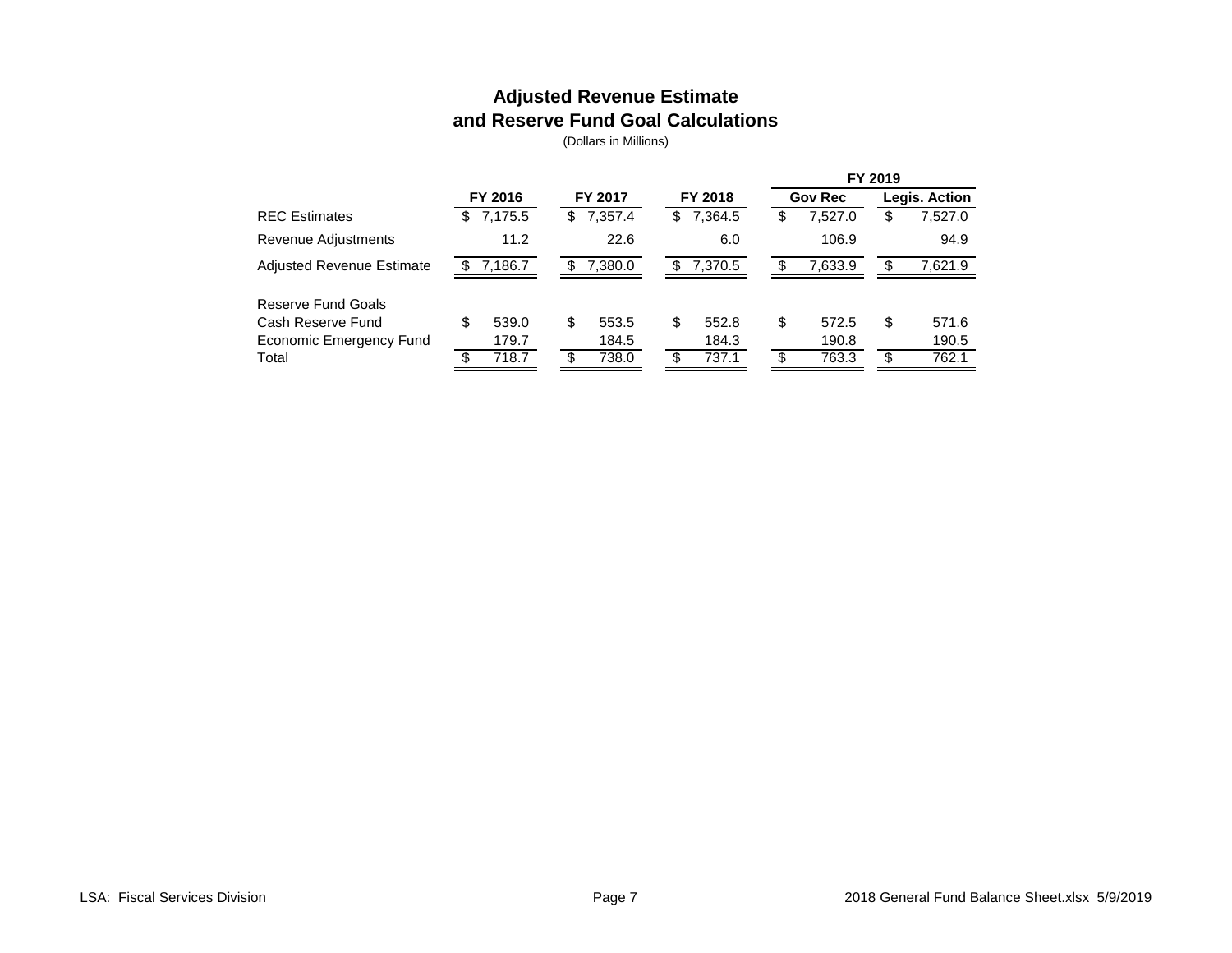# Adjusted Revenue Estimate and Reserve Fund Goal Calculations

(Dollars in Millions)

| | FY 2016 | FY 2017 | FY 2018 | FY 2019 | |
|---|---|---|---|---|---|
| | | | | Gov Rec | Legis. Action |
| REC Estimates | $ 7,175.5 | $ 7,357.4 | $ 7,364.5 | $ 7,527.0 | $ 7,527.0 |
| Revenue Adjustments | 11.2 | 22.6 | 6.0 | 106.9 | 94.9 |
| Adjusted Revenue Estimate | $ 7,186.7 | $ 7,380.0 | $ 7,370.5 | $ 7,633.9 | $ 7,621.9 |
| | | | | | |
| Reserve Fund Goals | | | | | |
| Cash Reserve Fund | $ 539.0 | $ 553.5 | $ 552.8 | $ 572.5 | $ 571.6 |
| Economic Emergency Fund | 179.7 | 184.5 | 184.3 | 190.8 | 190.5 |
| Total | $ 718.7 | $ 738.0 | $ 737.1 | $ 763.3 | $ 762.1 |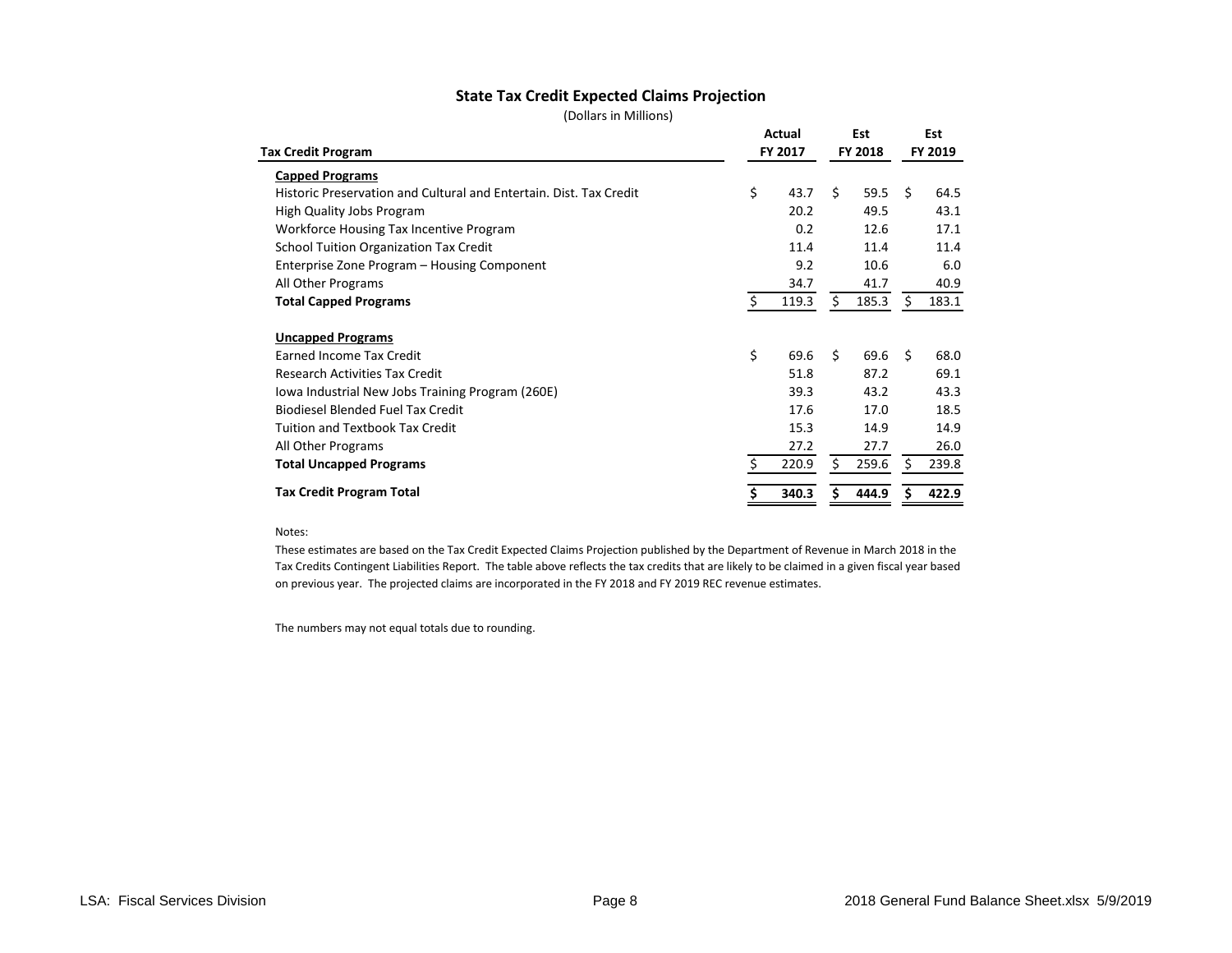## State Tax Credit Expected Claims Projection

(Dollars in Millions)

| Tax Credit Program | Actual FY 2017 | Est FY 2018 | Est FY 2019 |
|---|---|---|---|
| **Capped Programs** | | | |
| Historic Preservation and Cultural and Entertain. Dist. Tax Credit | $ 43.7 | $ 59.5 | $ 64.5 |
| High Quality Jobs Program | 20.2 | 49.5 | 43.1 |
| Workforce Housing Tax Incentive Program | 0.2 | 12.6 | 17.1 |
| School Tuition Organization Tax Credit | 11.4 | 11.4 | 11.4 |
| Enterprise Zone Program – Housing Component | 9.2 | 10.6 | 6.0 |
| All Other Programs | 34.7 | 41.7 | 40.9 |
| **Total Capped Programs** | $ 119.3 | $ 185.3 | $ 183.1 |
| **Uncapped Programs** | | | |
| Earned Income Tax Credit | $ 69.6 | $ 69.6 | $ 68.0 |
| Research Activities Tax Credit | 51.8 | 87.2 | 69.1 |
| Iowa Industrial New Jobs Training Program (260E) | 39.3 | 43.2 | 43.3 |
| Biodiesel Blended Fuel Tax Credit | 17.6 | 17.0 | 18.5 |
| Tuition and Textbook Tax Credit | 15.3 | 14.9 | 14.9 |
| All Other Programs | 27.2 | 27.7 | 26.0 |
| **Total Uncapped Programs** | $ 220.9 | $ 259.6 | $ 239.8 |
| **Tax Credit Program Total** | **$ 340.3** | **$ 444.9** | **$ 422.9** |

Notes:

These estimates are based on the Tax Credit Expected Claims Projection published by the Department of Revenue in March 2018 in the Tax Credits Contingent Liabilities Report. The table above reflects the tax credits that are likely to be claimed in a given fiscal year based on previous year. The projected claims are incorporated in the FY 2018 and FY 2019 REC revenue estimates.

The numbers may not equal totals due to rounding.